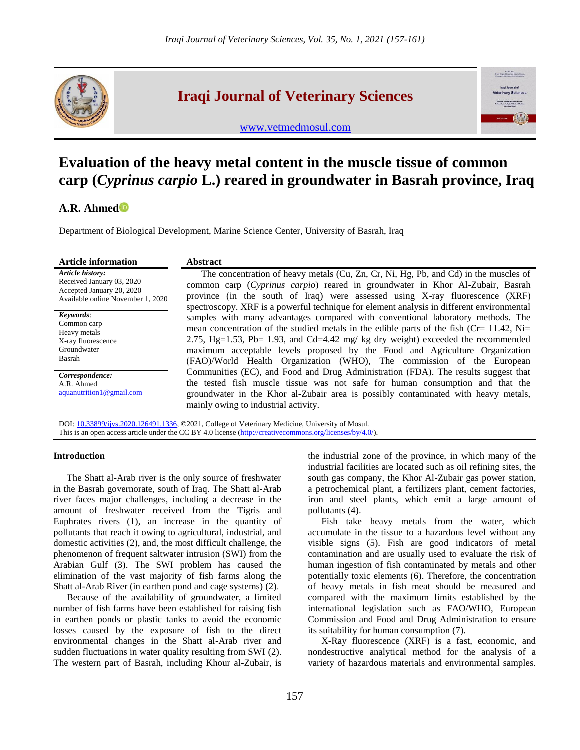# Evaluation of the heavy metal content in the muscle tissue of common carp (*Cyprinus carpio* L.) reared in groundwater in Basrah province, Iraq

**A.R. Ahmed**

Department of Biological Development, Marine Science Center, University of Basrah, Iraq

**Article information**

***Article history:***
Received January 03, 2020
Accepted January 20, 2020
Available online November 1, 2020

***Keywords***:
Common carp
Heavy metals
X-ray fluorescence
Groundwater
Basrah

***Correspondence:***
A.R. Ahmed
aquanutrition1@gmail.com

**Abstract**

The concentration of heavy metals (Cu, Zn, Cr, Ni, Hg, Pb, and Cd) in the muscles of common carp (*Cyprinus carpio*) reared in groundwater in Khor Al-Zubair, Basrah province (in the south of Iraq) were assessed using X-ray fluorescence (XRF) spectroscopy. XRF is a powerful technique for element analysis in different environmental samples with many advantages compared with conventional laboratory methods. The mean concentration of the studied metals in the edible parts of the fish (Cr= 11.42, Ni= 2.75, Hg=1.53, Pb= 1.93, and Cd=4.42 mg/ kg dry weight) exceeded the recommended maximum acceptable levels proposed by the Food and Agriculture Organization (FAO)/World Health Organization (WHO), The commission of the European Communities (EC), and Food and Drug Administration (FDA). The results suggest that the tested fish muscle tissue was not safe for human consumption and that the groundwater in the Khor al-Zubair area is possibly contaminated with heavy metals, mainly owing to industrial activity.

DOI: 10.33899/ijvs.2020.126491.1336, ©2021, College of Veterinary Medicine, University of Mosul.
This is an open access article under the CC BY 4.0 license (http://creativecommons.org/licenses/by/4.0/).

## Introduction

The Shatt al-Arab river is the only source of freshwater in the Basrah governorate, south of Iraq. The Shatt al-Arab river faces major challenges, including a decrease in the amount of freshwater received from the Tigris and Euphrates rivers (1), an increase in the quantity of pollutants that reach it owing to agricultural, industrial, and domestic activities (2), and, the most difficult challenge, the phenomenon of frequent saltwater intrusion (SWI) from the Arabian Gulf (3). The SWI problem has caused the elimination of the vast majority of fish farms along the Shatt al-Arab River (in earthen pond and cage systems) (2).

Because of the availability of groundwater, a limited number of fish farms have been established for raising fish in earthen ponds or plastic tanks to avoid the economic losses caused by the exposure of fish to the direct environmental changes in the Shatt al-Arab river and sudden fluctuations in water quality resulting from SWI (2). The western part of Basrah, including Khour al-Zubair, is the industrial zone of the province, in which many of the industrial facilities are located such as oil refining sites, the south gas company, the Khor Al-Zubair gas power station, a petrochemical plant, a fertilizers plant, cement factories, iron and steel plants, which emit a large amount of pollutants (4).

Fish take heavy metals from the water, which accumulate in the tissue to a hazardous level without any visible signs (5). Fish are good indicators of metal contamination and are usually used to evaluate the risk of human ingestion of fish contaminated by metals and other potentially toxic elements (6). Therefore, the concentration of heavy metals in fish meat should be measured and compared with the maximum limits established by the international legislation such as FAO/WHO, European Commission and Food and Drug Administration to ensure its suitability for human consumption (7).

X-Ray fluorescence (XRF) is a fast, economic, and nondestructive analytical method for the analysis of a variety of hazardous materials and environmental samples.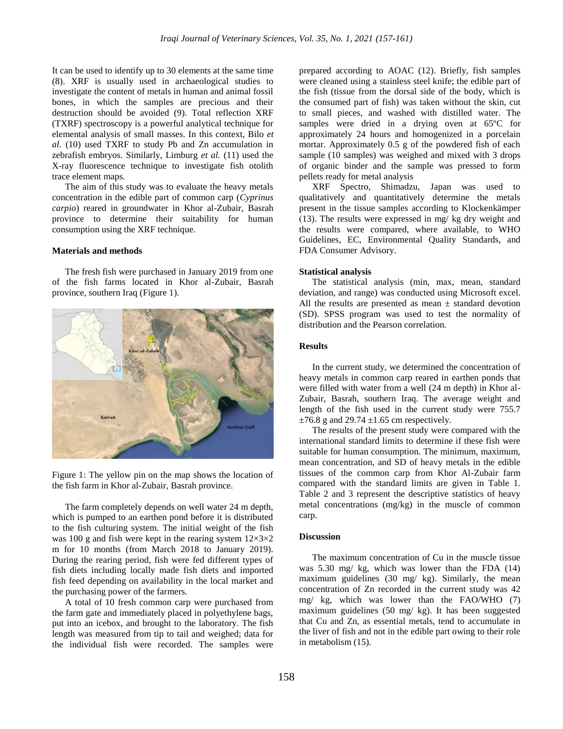It can be used to identify up to 30 elements at the same time (8). XRF is usually used in archaeological studies to investigate the content of metals in human and animal fossil bones, in which the samples are precious and their destruction should be avoided (9). Total reflection XRF (TXRF) spectroscopy is a powerful analytical technique for elemental analysis of small masses. In this context, Bilo *et al.* (10) used TXRF to study Pb and Zn accumulation in zebrafish embryos. Similarly, Limburg *et al.* (11) used the X-ray fluorescence technique to investigate fish otolith trace element maps.

The aim of this study was to evaluate the heavy metals concentration in the edible part of common carp (*Cyprinus carpio*) reared in groundwater in Khor al-Zubair, Basrah province to determine their suitability for human consumption using the XRF technique.

## Materials and methods

The fresh fish were purchased in January 2019 from one of the fish farms located in Khor al-Zubair, Basrah province, southern Iraq (Figure 1).

Figure 1: The yellow pin on the map shows the location of the fish farm in Khor al-Zubair, Basrah province.

The farm completely depends on well water 24 m depth, which is pumped to an earthen pond before it is distributed to the fish culturing system. The initial weight of the fish was 100 g and fish were kept in the rearing system 12×3×2 m for 10 months (from March 2018 to January 2019). During the rearing period, fish were fed different types of fish diets including locally made fish diets and imported fish feed depending on availability in the local market and the purchasing power of the farmers.

A total of 10 fresh common carp were purchased from the farm gate and immediately placed in polyethylene bags, put into an icebox, and brought to the laboratory. The fish length was measured from tip to tail and weighed; data for the individual fish were recorded. The samples were prepared according to AOAC (12). Briefly, fish samples were cleaned using a stainless steel knife; the edible part of the fish (tissue from the dorsal side of the body, which is the consumed part of fish) was taken without the skin, cut to small pieces, and washed with distilled water. The samples were dried in a drying oven at 65ºC for approximately 24 hours and homogenized in a porcelain mortar. Approximately 0.5 g of the powdered fish of each sample (10 samples) was weighed and mixed with 3 drops of organic binder and the sample was pressed to form pellets ready for metal analysis

XRF Spectro, Shimadzu, Japan was used to qualitatively and quantitatively determine the metals present in the tissue samples according to Klockenkämper (13). The results were expressed in mg/ kg dry weight and the results were compared, where available, to WHO Guidelines, EC, Environmental Quality Standards, and FDA Consumer Advisory.

### Statistical analysis

The statistical analysis (min, max, mean, standard deviation, and range) was conducted using Microsoft excel. All the results are presented as mean ± standard devotion (SD). SPSS program was used to test the normality of distribution and the Pearson correlation.

## Results

In the current study, we determined the concentration of heavy metals in common carp reared in earthen ponds that were filled with water from a well (24 m depth) in Khor al-Zubair, Basrah, southern Iraq. The average weight and length of the fish used in the current study were 755.7 ±76.8 g and 29.74 ±1.65 cm respectively.

The results of the present study were compared with the international standard limits to determine if these fish were suitable for human consumption. The minimum, maximum, mean concentration, and SD of heavy metals in the edible tissues of the common carp from Khor Al-Zubair farm compared with the standard limits are given in Table 1. Table 2 and 3 represent the descriptive statistics of heavy metal concentrations (mg/kg) in the muscle of common carp.

## Discussion

The maximum concentration of Cu in the muscle tissue was 5.30 mg/ kg, which was lower than the FDA (14) maximum guidelines (30 mg/ kg). Similarly, the mean concentration of Zn recorded in the current study was 42 mg/ kg, which was lower than the FAO/WHO (7) maximum guidelines (50 mg/ kg). It has been suggested that Cu and Zn, as essential metals, tend to accumulate in the liver of fish and not in the edible part owing to their role in metabolism (15).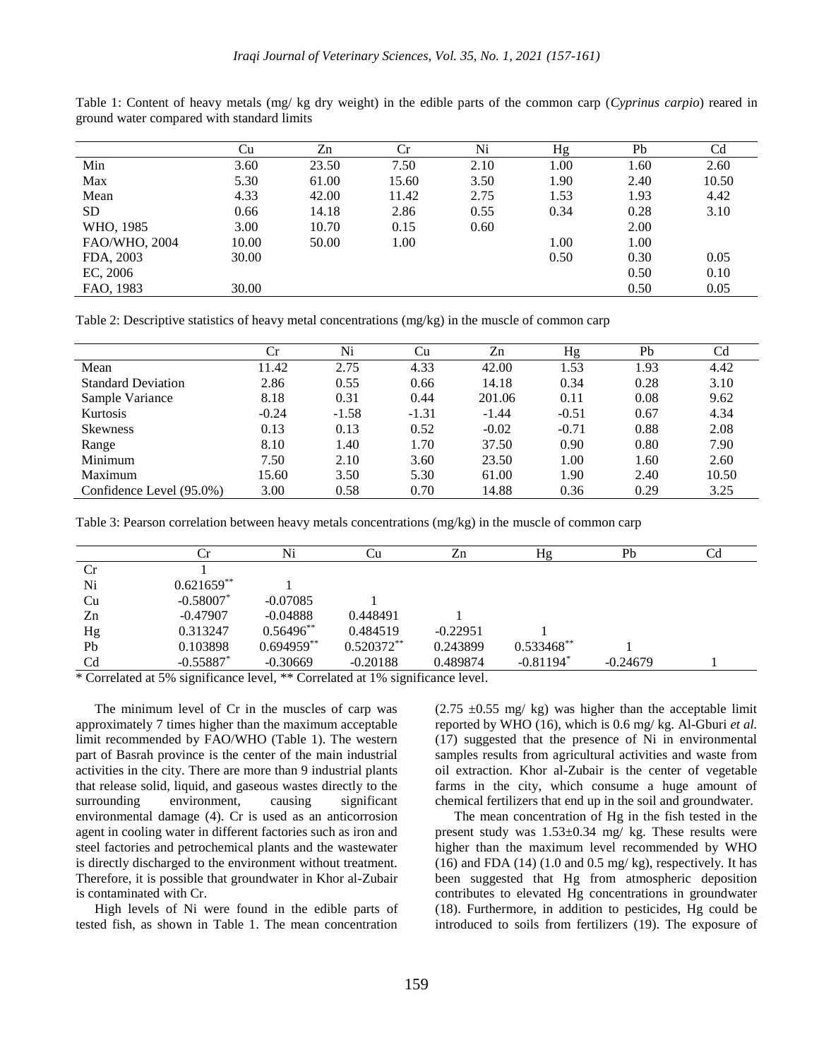Table 1: Content of heavy metals (mg/ kg dry weight) in the edible parts of the common carp (*Cyprinus carpio*) reared in ground water compared with standard limits

| | Cu | Zn | Cr | Ni | Hg | Pb | Cd |
|---|---|---|---|---|---|---|---|
| Min | 3.60 | 23.50 | 7.50 | 2.10 | 1.00 | 1.60 | 2.60 |
| Max | 5.30 | 61.00 | 15.60 | 3.50 | 1.90 | 2.40 | 10.50 |
| Mean | 4.33 | 42.00 | 11.42 | 2.75 | 1.53 | 1.93 | 4.42 |
| SD | 0.66 | 14.18 | 2.86 | 0.55 | 0.34 | 0.28 | 3.10 |
| WHO, 1985 | 3.00 | 10.70 | 0.15 | 0.60 | | 2.00 | |
| FAO/WHO, 2004 | 10.00 | 50.00 | 1.00 | | 1.00 | 1.00 | |
| FDA, 2003 | 30.00 | | | | 0.50 | 0.30 | 0.05 |
| EC, 2006 | | | | | | 0.50 | 0.10 |
| FAO, 1983 | 30.00 | | | | | 0.50 | 0.05 |

Table 2: Descriptive statistics of heavy metal concentrations (mg/kg) in the muscle of common carp

| | Cr | Ni | Cu | Zn | Hg | Pb | Cd |
|---|---|---|---|---|---|---|---|
| Mean | 11.42 | 2.75 | 4.33 | 42.00 | 1.53 | 1.93 | 4.42 |
| Standard Deviation | 2.86 | 0.55 | 0.66 | 14.18 | 0.34 | 0.28 | 3.10 |
| Sample Variance | 8.18 | 0.31 | 0.44 | 201.06 | 0.11 | 0.08 | 9.62 |
| Kurtosis | -0.24 | -1.58 | -1.31 | -1.44 | -0.51 | 0.67 | 4.34 |
| Skewness | 0.13 | 0.13 | 0.52 | -0.02 | -0.71 | 0.88 | 2.08 |
| Range | 8.10 | 1.40 | 1.70 | 37.50 | 0.90 | 0.80 | 7.90 |
| Minimum | 7.50 | 2.10 | 3.60 | 23.50 | 1.00 | 1.60 | 2.60 |
| Maximum | 15.60 | 3.50 | 5.30 | 61.00 | 1.90 | 2.40 | 10.50 |
| Confidence Level (95.0%) | 3.00 | 0.58 | 0.70 | 14.88 | 0.36 | 0.29 | 3.25 |

Table 3: Pearson correlation between heavy metals concentrations (mg/kg) in the muscle of common carp

| | Cr | Ni | Cu | Zn | Hg | Pb | Cd |
|---|---|---|---|---|---|---|---|
| Cr | 1 | | | | | | |
| Ni | 0.621659** | 1 | | | | | |
| Cu | -0.58007* | -0.07085 | 1 | | | | |
| Zn | -0.47907 | -0.04888 | 0.448491 | 1 | | | |
| Hg | 0.313247 | 0.56496** | 0.484519 | -0.22951 | 1 | | |
| Pb | 0.103898 | 0.694959** | 0.520372** | 0.243899 | 0.533468** | 1 | |
| Cd | -0.55887* | -0.30669 | -0.20188 | 0.489874 | -0.81194* | -0.24679 | 1 |

\* Correlated at 5% significance level, ** Correlated at 1% significance level.

The minimum level of Cr in the muscles of carp was approximately 7 times higher than the maximum acceptable limit recommended by FAO/WHO (Table 1). The western part of Basrah province is the center of the main industrial activities in the city. There are more than 9 industrial plants that release solid, liquid, and gaseous wastes directly to the surrounding environment, causing significant environmental damage (4). Cr is used as an anticorrosion agent in cooling water in different factories such as iron and steel factories and petrochemical plants and the wastewater is directly discharged to the environment without treatment. Therefore, it is possible that groundwater in Khor al-Zubair is contaminated with Cr.

High levels of Ni were found in the edible parts of tested fish, as shown in Table 1. The mean concentration (2.75 ±0.55 mg/ kg) was higher than the acceptable limit reported by WHO (16), which is 0.6 mg/ kg. Al-Gburi *et al.* (17) suggested that the presence of Ni in environmental samples results from agricultural activities and waste from oil extraction. Khor al-Zubair is the center of vegetable farms in the city, which consume a huge amount of chemical fertilizers that end up in the soil and groundwater.

The mean concentration of Hg in the fish tested in the present study was 1.53±0.34 mg/ kg. These results were higher than the maximum level recommended by WHO (16) and FDA (14) (1.0 and 0.5 mg/ kg), respectively. It has been suggested that Hg from atmospheric deposition contributes to elevated Hg concentrations in groundwater (18). Furthermore, in addition to pesticides, Hg could be introduced to soils from fertilizers (19). The exposure of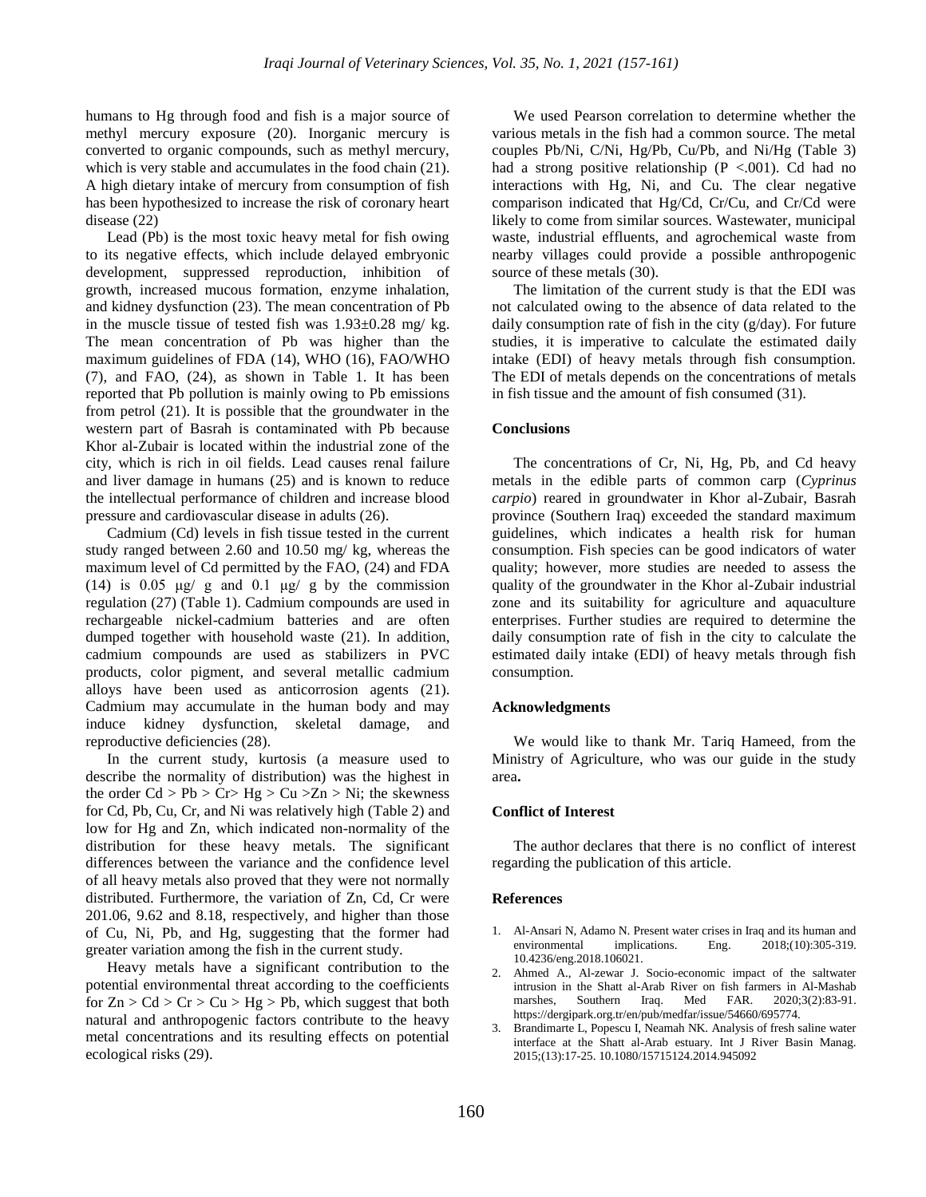humans to Hg through food and fish is a major source of methyl mercury exposure (20). Inorganic mercury is converted to organic compounds, such as methyl mercury, which is very stable and accumulates in the food chain (21). A high dietary intake of mercury from consumption of fish has been hypothesized to increase the risk of coronary heart disease (22)

Lead (Pb) is the most toxic heavy metal for fish owing to its negative effects, which include delayed embryonic development, suppressed reproduction, inhibition of growth, increased mucous formation, enzyme inhalation, and kidney dysfunction (23). The mean concentration of Pb in the muscle tissue of tested fish was 1.93±0.28 mg/ kg. The mean concentration of Pb was higher than the maximum guidelines of FDA (14), WHO (16), FAO/WHO (7), and FAO, (24), as shown in Table 1. It has been reported that Pb pollution is mainly owing to Pb emissions from petrol (21). It is possible that the groundwater in the western part of Basrah is contaminated with Pb because Khor al-Zubair is located within the industrial zone of the city, which is rich in oil fields. Lead causes renal failure and liver damage in humans (25) and is known to reduce the intellectual performance of children and increase blood pressure and cardiovascular disease in adults (26).

Cadmium (Cd) levels in fish tissue tested in the current study ranged between 2.60 and 10.50 mg/ kg, whereas the maximum level of Cd permitted by the FAO, (24) and FDA (14) is 0.05 μg/ g and 0.1 μg/ g by the commission regulation (27) (Table 1). Cadmium compounds are used in rechargeable nickel-cadmium batteries and are often dumped together with household waste (21). In addition, cadmium compounds are used as stabilizers in PVC products, color pigment, and several metallic cadmium alloys have been used as anticorrosion agents (21). Cadmium may accumulate in the human body and may induce kidney dysfunction, skeletal damage, and reproductive deficiencies (28).

In the current study, kurtosis (a measure used to describe the normality of distribution) was the highest in the order Cd > Pb > Cr> Hg > Cu >Zn > Ni; the skewness for Cd, Pb, Cu, Cr, and Ni was relatively high (Table 2) and low for Hg and Zn, which indicated non-normality of the distribution for these heavy metals. The significant differences between the variance and the confidence level of all heavy metals also proved that they were not normally distributed. Furthermore, the variation of Zn, Cd, Cr were 201.06, 9.62 and 8.18, respectively, and higher than those of Cu, Ni, Pb, and Hg, suggesting that the former had greater variation among the fish in the current study.

Heavy metals have a significant contribution to the potential environmental threat according to the coefficients for Zn > Cd > Cr > Cu > Hg > Pb, which suggest that both natural and anthropogenic factors contribute to the heavy metal concentrations and its resulting effects on potential ecological risks (29).

We used Pearson correlation to determine whether the various metals in the fish had a common source. The metal couples Pb/Ni, C/Ni, Hg/Pb, Cu/Pb, and Ni/Hg (Table 3) had a strong positive relationship ($P < .001$). Cd had no interactions with Hg, Ni, and Cu. The clear negative comparison indicated that Hg/Cd, Cr/Cu, and Cr/Cd were likely to come from similar sources. Wastewater, municipal waste, industrial effluents, and agrochemical waste from nearby villages could provide a possible anthropogenic source of these metals (30).

The limitation of the current study is that the EDI was not calculated owing to the absence of data related to the daily consumption rate of fish in the city (g/day). For future studies, it is imperative to calculate the estimated daily intake (EDI) of heavy metals through fish consumption. The EDI of metals depends on the concentrations of metals in fish tissue and the amount of fish consumed (31).

## Conclusions

The concentrations of Cr, Ni, Hg, Pb, and Cd heavy metals in the edible parts of common carp (*Cyprinus carpio*) reared in groundwater in Khor al-Zubair, Basrah province (Southern Iraq) exceeded the standard maximum guidelines, which indicates a health risk for human consumption. Fish species can be good indicators of water quality; however, more studies are needed to assess the quality of the groundwater in the Khor al-Zubair industrial zone and its suitability for agriculture and aquaculture enterprises. Further studies are required to determine the daily consumption rate of fish in the city to calculate the estimated daily intake (EDI) of heavy metals through fish consumption.

## Acknowledgments

We would like to thank Mr. Tariq Hameed, from the Ministry of Agriculture, who was our guide in the study area**.**

## Conflict of Interest

The author declares that there is no conflict of interest regarding the publication of this article.

## References

1. Al-Ansari N, Adamo N. Present water crises in Iraq and its human and environmental implications. Eng. 2018;(10):305-319. 10.4236/eng.2018.106021.
2. Ahmed A., Al-zewar J. Socio-economic impact of the saltwater intrusion in the Shatt al-Arab River on fish farmers in Al-Mashab marshes, Southern Iraq. Med FAR. 2020;3(2):83-91. https://dergipark.org.tr/en/pub/medfar/issue/54660/695774.
3. Brandimarte L, Popescu I, Neamah NK. Analysis of fresh saline water interface at the Shatt al-Arab estuary. Int J River Basin Manag. 2015;(13):17-25. 10.1080/15715124.2014.945092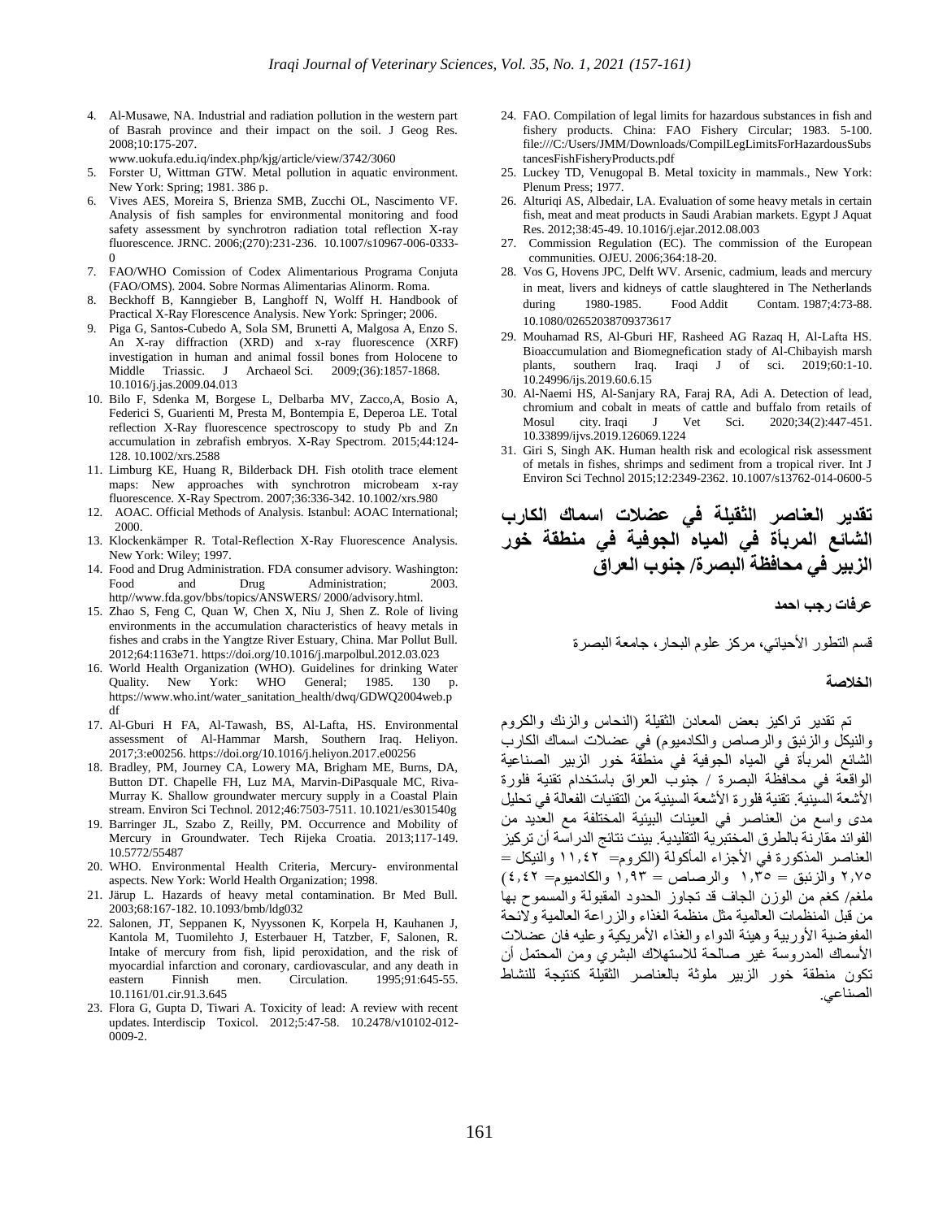4. Al-Musawe, NA. Industrial and radiation pollution in the western part of Basrah province and their impact on the soil. J Geog Res. 2008;10:175-207. www.uokufa.edu.iq/index.php/kjg/article/view/3742/3060
5. Forster U, Wittman GTW. Metal pollution in aquatic environment. New York: Spring; 1981. 386 p.
6. Vives AES, Moreira S, Brienza SMB, Zucchi OL, Nascimento VF. Analysis of fish samples for environmental monitoring and food safety assessment by synchrotron radiation total reflection X-ray fluorescence. JRNC. 2006;(270):231-236. 10.1007/s10967-006-0333-0
7. FAO/WHO Comission of Codex Alimentarious Programa Conjuta (FAO/OMS). 2004. Sobre Normas Alimentarias Alinorm. Roma.
8. Beckhoff B, Kanngieber B, Langhoff N, Wolff H. Handbook of Practical X-Ray Florescence Analysis. New York: Springer; 2006.
9. Piga G, Santos-Cubedo A, Sola SM, Brunetti A, Malgosa A, Enzo S. An X-ray diffraction (XRD) and x-ray fluorescence (XRF) investigation in human and animal fossil bones from Holocene to Middle Triassic. J Archaeol Sci. 2009;(36):1857-1868. 10.1016/j.jas.2009.04.013
10. Bilo F, Sdenka M, Borgese L, Delbarba MV, Zacco,A, Bosio A, Federici S, Guarienti M, Presta M, Bontempia E, Deperoa LE. Total reflection X-Ray fluorescence spectroscopy to study Pb and Zn accumulation in zebrafish embryos. X-Ray Spectrom. 2015;44:124-128. 10.1002/xrs.2588
11. Limburg KE, Huang R, Bilderback DH. Fish otolith trace element maps: New approaches with synchrotron microbeam x-ray fluorescence. X-Ray Spectrom. 2007;36:336-342. 10.1002/xrs.980
12. AOAC. Official Methods of Analysis. Istanbul: AOAC International; 2000.
13. Klockenkämper R. Total-Reflection X-Ray Fluorescence Analysis. New York: Wiley; 1997.
14. Food and Drug Administration. FDA consumer advisory. Washington: Food and Drug Administration; 2003. http//www.fda.gov/bbs/topics/ANSWERS/ 2000/advisory.html.
15. Zhao S, Feng C, Quan W, Chen X, Niu J, Shen Z. Role of living environments in the accumulation characteristics of heavy metals in fishes and crabs in the Yangtze River Estuary, China. Mar Pollut Bull. 2012;64:1163e71. https://doi.org/10.1016/j.marpolbul.2012.03.023
16. World Health Organization (WHO). Guidelines for drinking Water Quality. New York: WHO General; 1985. 130 p. https://www.who.int/water_sanitation_health/dwq/GDWQ2004web.pdf
17. Al-Gburi H FA, Al-Tawash, BS, Al-Lafta, HS. Environmental assessment of Al-Hammar Marsh, Southern Iraq. Heliyon. 2017;3:e00256. https://doi.org/10.1016/j.heliyon.2017.e00256
18. Bradley, PM, Journey CA, Lowery MA, Brigham ME, Burns, DA, Button DT. Chapelle FH, Luz MA, Marvin-DiPasquale MC, Riva-Murray K. Shallow groundwater mercury supply in a Coastal Plain stream. Environ Sci Technol. 2012;46:7503-7511. 10.1021/es301540g
19. Barringer JL, Szabo Z, Reilly, PM. Occurrence and Mobility of Mercury in Groundwater. Tech Rijeka Croatia. 2013;117-149. 10.5772/55487
20. WHO. Environmental Health Criteria, Mercury- environmental aspects. New York: World Health Organization; 1998.
21. Järup L. Hazards of heavy metal contamination. Br Med Bull. 2003;68:167-182. 10.1093/bmb/ldg032
22. Salonen, JT, Seppanen K, Nyyssonen K, Korpela H, Kauhanen J, Kantola M, Tuomilehto J, Esterbauer H, Tatzber, F, Salonen, R. Intake of mercury from fish, lipid peroxidation, and the risk of myocardial infarction and coronary, cardiovascular, and any death in eastern Finnish men. Circulation. 1995;91:645-55. 10.1161/01.cir.91.3.645
23. Flora G, Gupta D, Tiwari A. Toxicity of lead: A review with recent updates. Interdiscip Toxicol. 2012;5:47-58. 10.2478/v10102-012-0009-2.
24. FAO. Compilation of legal limits for hazardous substances in fish and fishery products. China: FAO Fishery Circular; 1983. 5-100. file:///C:/Users/JMM/Downloads/CompilLegLimitsForHazardousSubstancesFishFisheryProducts.pdf
25. Luckey TD, Venugopal B. Metal toxicity in mammals., New York: Plenum Press; 1977.
26. Alturiqi AS, Albedair, LA. Evaluation of some heavy metals in certain fish, meat and meat products in Saudi Arabian markets. Egypt J Aquat Res. 2012;38:45-49. 10.1016/j.ejar.2012.08.003
27. Commission Regulation (EC). The commission of the European communities. OJEU. 2006;364:18-20.
28. Vos G, Hovens JPC, Delft WV. Arsenic, cadmium, leads and mercury in meat, livers and kidneys of cattle slaughtered in The Netherlands during 1980-1985. Food Addit Contam. 1987;4:73-88. 10.1080/02652038709373617
29. Mouhamad RS, Al-Gburi HF, Rasheed AG Razaq H, Al-Lafta HS. Bioaccumulation and Biomegnefication stady of Al-Chibayish marsh plants, southern Iraq. Iraqi J of sci. 2019;60:1-10. 10.24996/ijs.2019.60.6.15
30. Al-Naemi HS, Al-Sanjary RA, Faraj RA, Adi A. Detection of lead, chromium and cobalt in meats of cattle and buffalo from retails of Mosul city. Iraqi J Vet Sci. 2020;34(2):447-451. 10.33899/ijvs.2019.126069.1224
31. Giri S, Singh AK. Human health risk and ecological risk assessment of metals in fishes, shrimps and sediment from a tropical river. Int J Environ Sci Technol 2015;12:2349-2362. 10.1007/s13762-014-0600-5

# تقدير العناصر الثقيلة في عضلات اسماك الكارب الشائع المرباة في المياه الجوفية في منطقة خور الزبير في محافظة البصرة/ جنوب العراق

**عرفات رجب احمد**

قسم التطور الأحيائي، مركز علوم البحار، جامعة البصرة

## الخلاصة

تم تقدير تراكيز بعض المعادن الثقيلة (النحاس والزنك والكروم والنيكل والزئبق والرصاص والكادميوم) في عضلات اسماك الكارب الشائع المرباة في المياه الجوفية في منطقة خور الزبير الصناعية الواقعة في محافظة البصرة / جنوب العراق باستخدام تقنية فلورة الأشعة السينية. تقنية فلورة الأشعة السينية من التقنيات الفعالة في تحليل مدى واسع من العناصر في العينات البيئية المختلفة مع العديد من الفوائد مقارنة بالطرق المختبرية التقليدية. بينت نتائج الدراسة أن تركيز العناصر المذكورة في الأجزاء المأكولة (الكروم= ١١,٤٢ والنيكل = ٢,٧٥ والزئبق = ١,٣٥ والرصاص = ١,٩٣ والكادميوم= ٤,٤٢) ملغم/ كغم من الوزن الجاف قد تجاوز الحدود المقبولة والمسموح بها من قبل المنظمات العالمية مثل منظمة الغذاء والزراعة العالمية ولائحة المفوضية الأوربية وهيئة الدواء والغذاء الأمريكية وعليه فان عضلات الأسماك المدروسة غير صالحة للاستهلاك البشري ومن المحتمل أن تكون منطقة خور الزبير ملوثة بالعناصر الثقيلة كنتيجة للنشاط الصناعي.